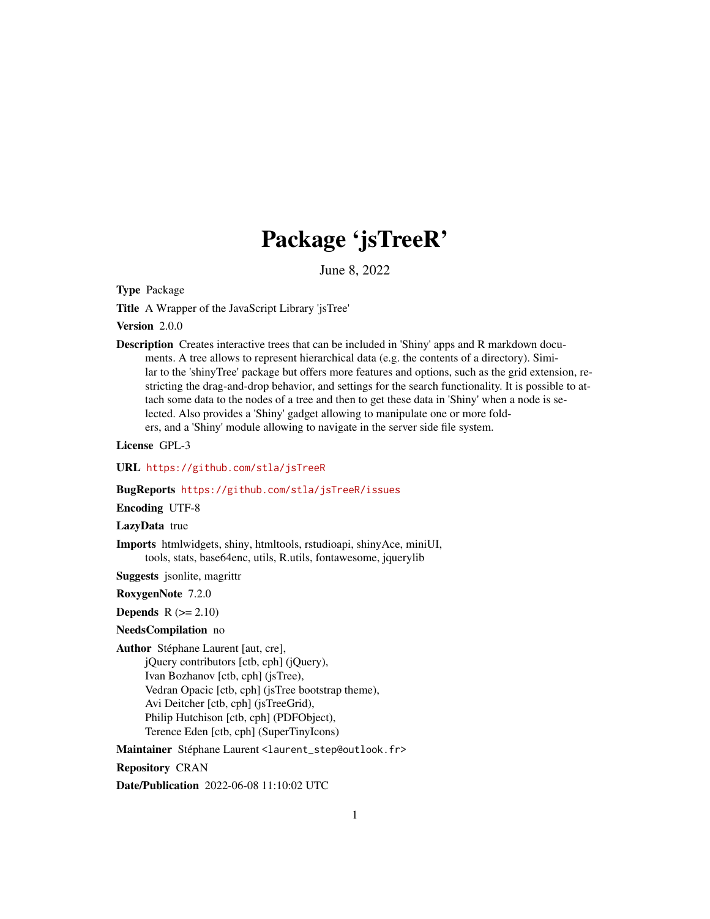# Package 'jsTreeR'

June 8, 2022

**Type** Package

**Title** A Wrapper of the JavaScript Library 'jsTree'

**Version** 2.0.0

**Description** Creates interactive trees that can be included in 'Shiny' apps and R markdown documents. A tree allows to represent hierarchical data (e.g. the contents of a directory). Similar to the 'shinyTree' package but offers more features and options, such as the grid extension, restricting the drag-and-drop behavior, and settings for the search functionality. It is possible to attach some data to the nodes of a tree and then to get these data in 'Shiny' when a node is selected. Also provides a 'Shiny' gadget allowing to manipulate one or more folders, and a 'Shiny' module allowing to navigate in the server side file system.

**License** GPL-3

**URL** https://github.com/stla/jsTreeR

**BugReports** https://github.com/stla/jsTreeR/issues

**Encoding** UTF-8

**LazyData** true

**Imports** htmlwidgets, shiny, htmltools, rstudioapi, shinyAce, miniUI, tools, stats, base64enc, utils, R.utils, fontawesome, jquerylib

**Suggests** jsonlite, magrittr

**RoxygenNote** 7.2.0

**Depends** R (>= 2.10)

**NeedsCompilation** no

**Author** Stéphane Laurent [aut, cre],
jQuery contributors [ctb, cph] (jQuery),
Ivan Bozhanov [ctb, cph] (jsTree),
Vedran Opacic [ctb, cph] (jsTree bootstrap theme),
Avi Deitcher [ctb, cph] (jsTreeGrid),
Philip Hutchison [ctb, cph] (PDFObject),
Terence Eden [ctb, cph] (SuperTinyIcons)

**Maintainer** Stéphane Laurent <laurent_step@outlook.fr>

**Repository** CRAN

**Date/Publication** 2022-06-08 11:10:02 UTC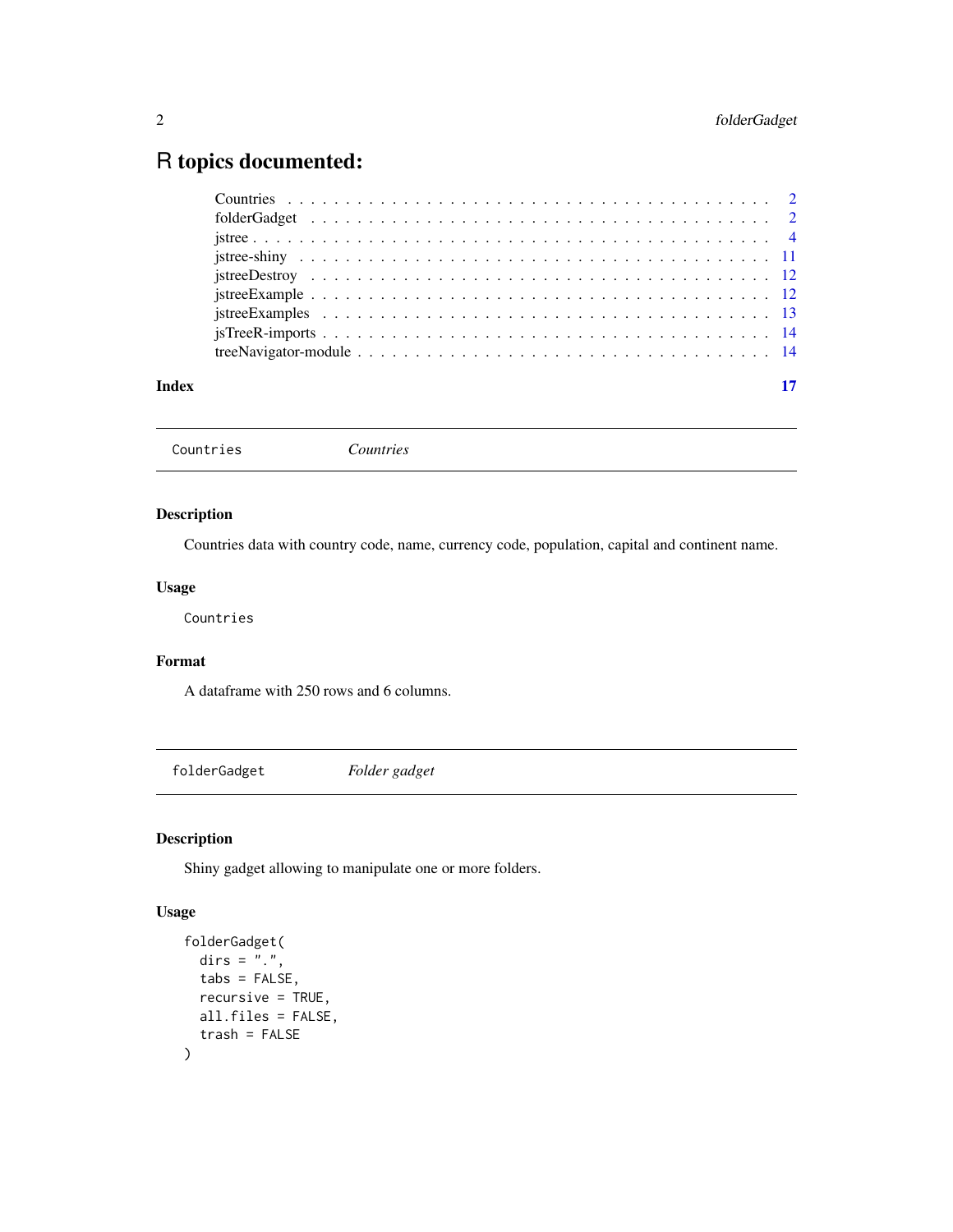# R topics documented:

| | |
|---|---|
| Countries | 2 |
| folderGadget | 2 |
| jstree | 4 |
| jstree-shiny | 11 |
| jstreeDestroy | 12 |
| jstreeExample | 12 |
| jstreeExamples | 13 |
| jsTreeR-imports | 14 |
| treeNavigator-module | 14 |
| **Index** | **17** |

---

`Countries` — *Countries*

---

## Description

Countries data with country code, name, currency code, population, capital and continent name.

## Usage

```
Countries
```

## Format

A dataframe with 250 rows and 6 columns.

---

`folderGadget` — *Folder gadget*

---

## Description

Shiny gadget allowing to manipulate one or more folders.

## Usage

```
folderGadget(
  dirs = ".",
  tabs = FALSE,
  recursive = TRUE,
  all.files = FALSE,
  trash = FALSE
)
```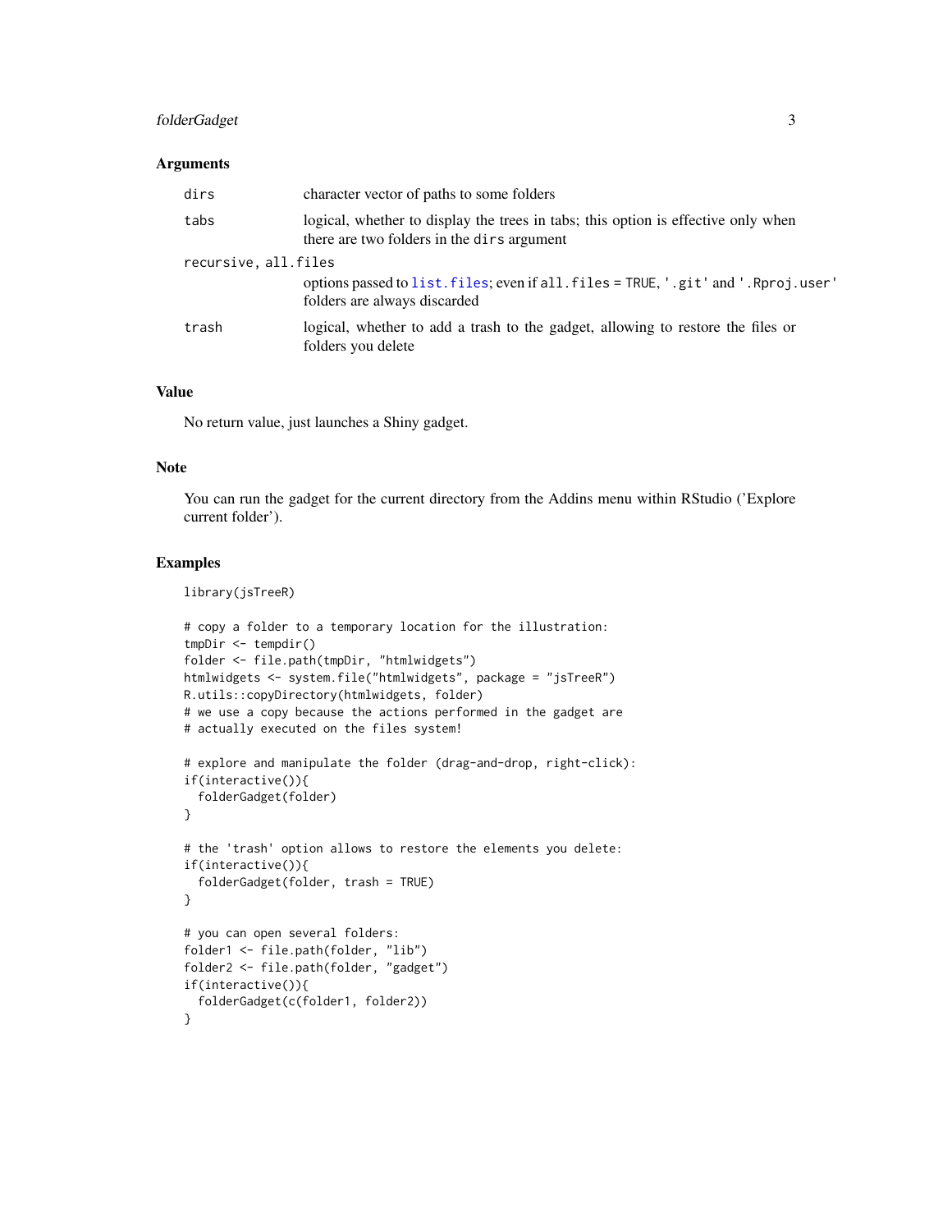## Arguments

| | |
|---|---|
| `dirs` | character vector of paths to some folders |
| `tabs` | logical, whether to display the trees in tabs; this option is effective only when there are two folders in the `dirs` argument |
| `recursive, all.files` | options passed to `list.files`; even if `all.files = TRUE`, `'.git'` and `'.Rproj.user'` folders are always discarded |
| `trash` | logical, whether to add a trash to the gadget, allowing to restore the files or folders you delete |

## Value

No return value, just launches a Shiny gadget.

## Note

You can run the gadget for the current directory from the Addins menu within RStudio ('Explore current folder').

## Examples

```
library(jsTreeR)

# copy a folder to a temporary location for the illustration:
tmpDir <- tempdir()
folder <- file.path(tmpDir, "htmlwidgets")
htmlwidgets <- system.file("htmlwidgets", package = "jsTreeR")
R.utils::copyDirectory(htmlwidgets, folder)
# we use a copy because the actions performed in the gadget are
# actually executed on the files system!

# explore and manipulate the folder (drag-and-drop, right-click):
if(interactive()){
  folderGadget(folder)
}

# the 'trash' option allows to restore the elements you delete:
if(interactive()){
  folderGadget(folder, trash = TRUE)
}

# you can open several folders:
folder1 <- file.path(folder, "lib")
folder2 <- file.path(folder, "gadget")
if(interactive()){
  folderGadget(c(folder1, folder2))
}
```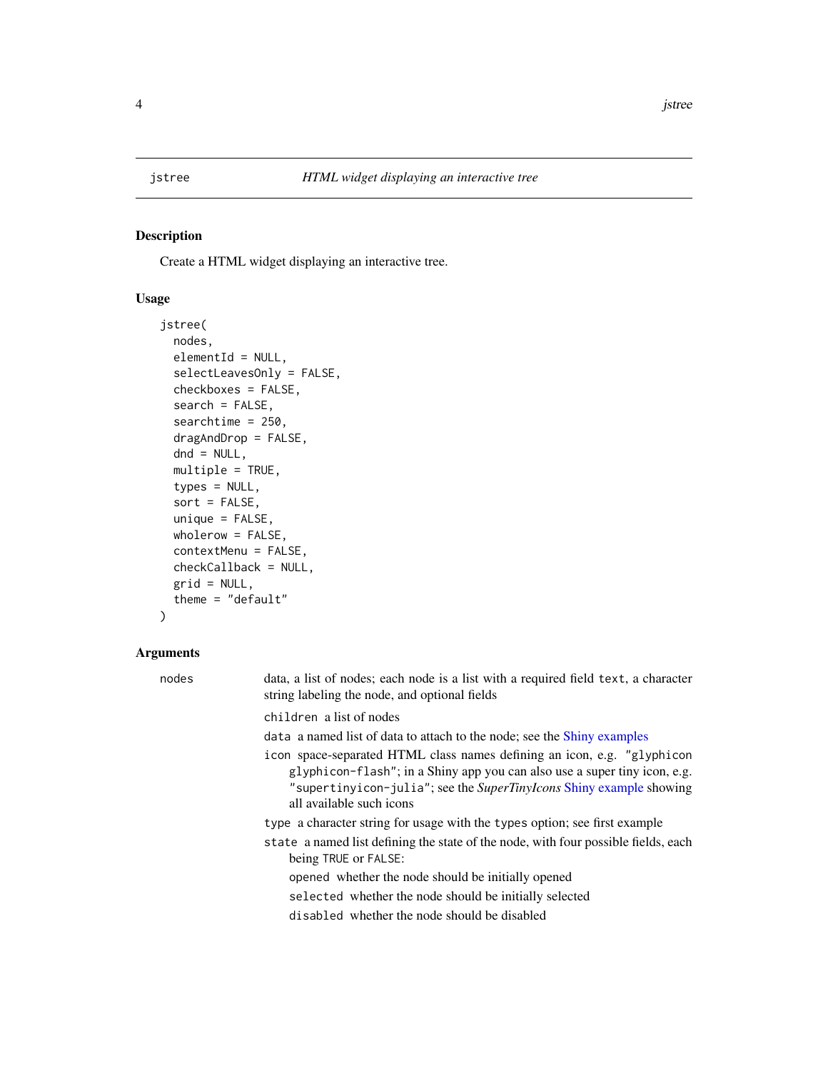## jstree — *HTML widget displaying an interactive tree*

### Description

Create a HTML widget displaying an interactive tree.

### Usage

```
jstree(
  nodes,
  elementId = NULL,
  selectLeavesOnly = FALSE,
  checkboxes = FALSE,
  search = FALSE,
  searchtime = 250,
  dragAndDrop = FALSE,
  dnd = NULL,
  multiple = TRUE,
  types = NULL,
  sort = FALSE,
  unique = FALSE,
  wholerow = FALSE,
  contextMenu = FALSE,
  checkCallback = NULL,
  grid = NULL,
  theme = "default"
)
```

### Arguments

`nodes` data, a list of nodes; each node is a list with a required field `text`, a character string labeling the node, and optional fields

- `children` a list of nodes
- `data` a named list of data to attach to the node; see the Shiny examples
- `icon` space-separated HTML class names defining an icon, e.g. `"glyphicon glyphicon-flash"`; in a Shiny app you can also use a super tiny icon, e.g. `"supertinyicon-julia"`; see the *SuperTinyIcons* Shiny example showing all available such icons
- `type` a character string for usage with the `types` option; see first example
- `state` a named list defining the state of the node, with four possible fields, each being `TRUE` or `FALSE`:
  - `opened` whether the node should be initially opened
  - `selected` whether the node should be initially selected
  - `disabled` whether the node should be disabled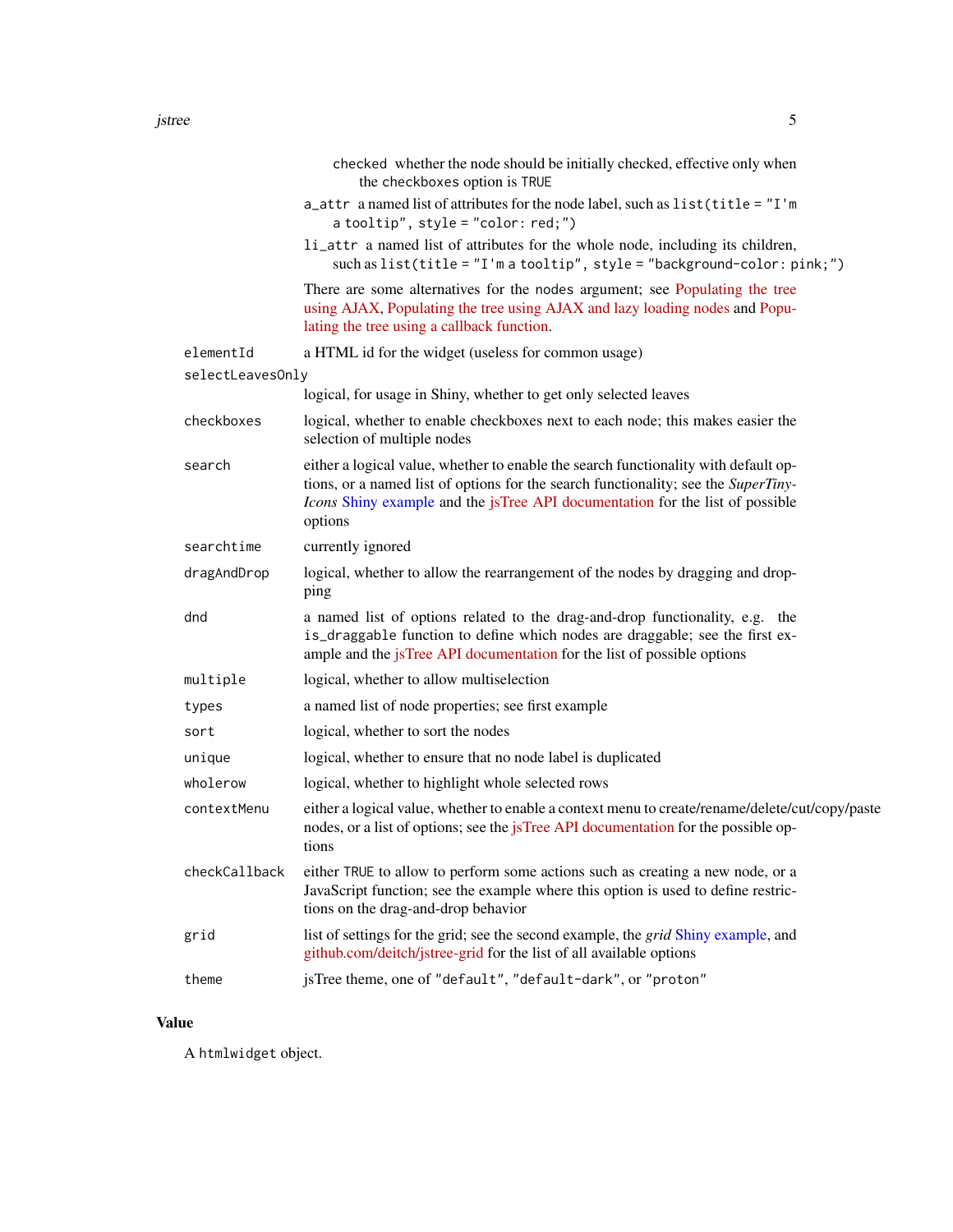- `checked` whether the node should be initially checked, effective only when the `checkboxes` option is `TRUE`

`a_attr` a named list of attributes for the node label, such as `list(title = "I'm a tooltip", style = "color: red;")`

`li_attr` a named list of attributes for the whole node, including its children, such as `list(title = "I'm a tooltip", style = "background-color: pink;")`

There are some alternatives for the `nodes` argument; see Populating the tree using AJAX, Populating the tree using AJAX and lazy loading nodes and Populating the tree using a callback function.

`elementId` a HTML id for the widget (useless for common usage)

`selectLeavesOnly` logical, for usage in Shiny, whether to get only selected leaves

`checkboxes` logical, whether to enable checkboxes next to each node; this makes easier the selection of multiple nodes

`search` either a logical value, whether to enable the search functionality with default options, or a named list of options for the search functionality; see the *SuperTinyIcons* Shiny example and the jsTree API documentation for the list of possible options

`searchtime` currently ignored

`dragAndDrop` logical, whether to allow the rearrangement of the nodes by dragging and dropping

`dnd` a named list of options related to the drag-and-drop functionality, e.g. the `is_draggable` function to define which nodes are draggable; see the first example and the jsTree API documentation for the list of possible options

`multiple` logical, whether to allow multiselection

`types` a named list of node properties; see first example

`sort` logical, whether to sort the nodes

`unique` logical, whether to ensure that no node label is duplicated

`wholerow` logical, whether to highlight whole selected rows

`contextMenu` either a logical value, whether to enable a context menu to create/rename/delete/cut/copy/paste nodes, or a list of options; see the jsTree API documentation for the possible options

`checkCallback` either `TRUE` to allow to perform some actions such as creating a new node, or a JavaScript function; see the example where this option is used to define restrictions on the drag-and-drop behavior

`grid` list of settings for the grid; see the second example, the *grid* Shiny example, and github.com/deitch/jstree-grid for the list of all available options

`theme` jsTree theme, one of `"default"`, `"default-dark"`, or `"proton"`

## Value

A `htmlwidget` object.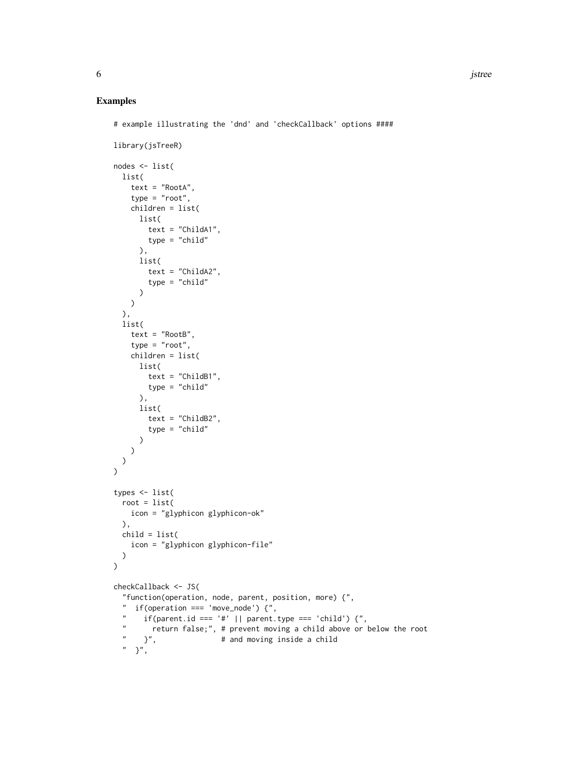## Examples

```
# example illustrating the 'dnd' and 'checkCallback' options ####

library(jsTreeR)

nodes <- list(
  list(
    text = "RootA",
    type = "root",
    children = list(
      list(
        text = "ChildA1",
        type = "child"
      ),
      list(
        text = "ChildA2",
        type = "child"
      )
    )
  ),
  list(
    text = "RootB",
    type = "root",
    children = list(
      list(
        text = "ChildB1",
        type = "child"
      ),
      list(
        text = "ChildB2",
        type = "child"
      )
    )
  )
)

types <- list(
  root = list(
    icon = "glyphicon glyphicon-ok"
  ),
  child = list(
    icon = "glyphicon glyphicon-file"
  )
)

checkCallback <- JS(
  "function(operation, node, parent, position, more) {",
  "  if(operation === 'move_node') {",
  "    if(parent.id === '#' || parent.type === 'child') {",
  "      return false;", # prevent moving a child above or below the root
  "    }",               # and moving inside a child
  "  }",
```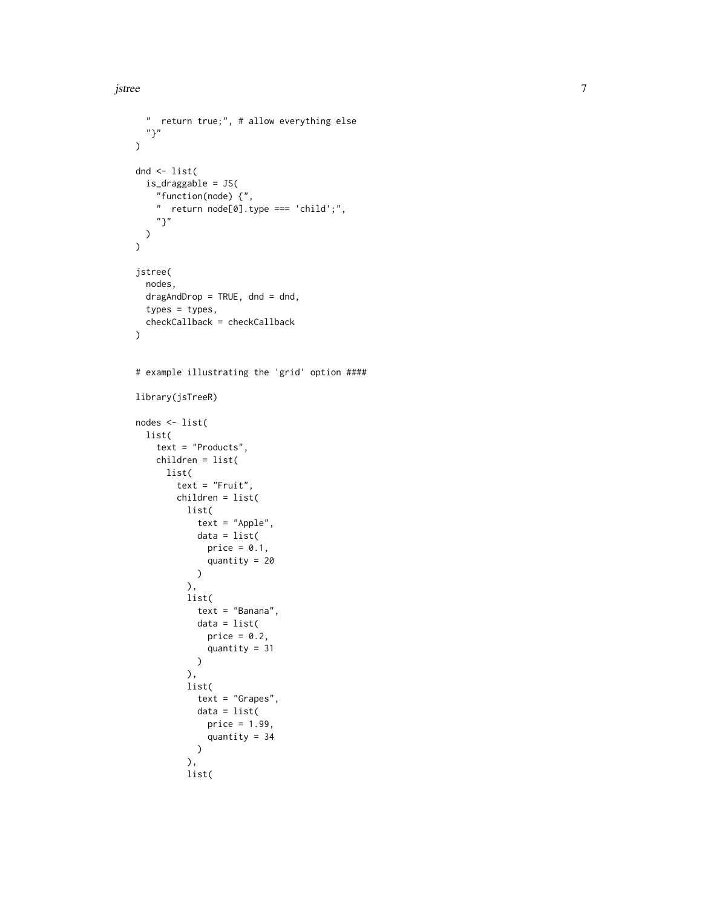```
  "  return true;", # allow everything else
  "}"
)

dnd <- list(
  is_draggable = JS(
    "function(node) {",
    "  return node[0].type === 'child';",
    "}"
  )
)

jstree(
  nodes,
  dragAndDrop = TRUE, dnd = dnd,
  types = types,
  checkCallback = checkCallback
)


# example illustrating the 'grid' option ####

library(jsTreeR)

nodes <- list(
  list(
    text = "Products",
    children = list(
      list(
        text = "Fruit",
        children = list(
          list(
            text = "Apple",
            data = list(
              price = 0.1,
              quantity = 20
            )
          ),
          list(
            text = "Banana",
            data = list(
              price = 0.2,
              quantity = 31
            )
          ),
          list(
            text = "Grapes",
            data = list(
              price = 1.99,
              quantity = 34
            )
          ),
          list(
```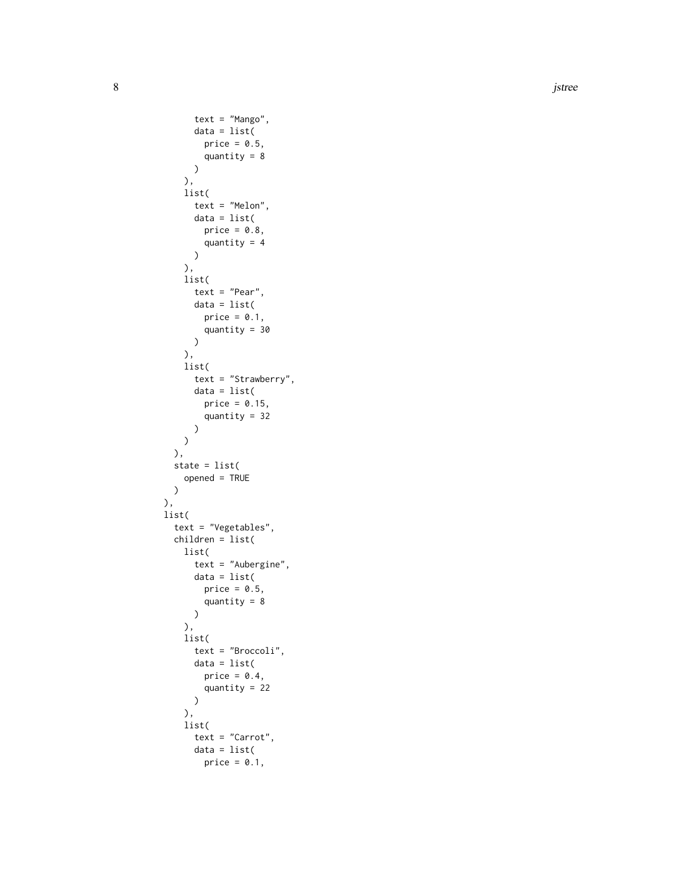```
          text = "Mango",
          data = list(
            price = 0.5,
            quantity = 8
          )
        ),
        list(
          text = "Melon",
          data = list(
            price = 0.8,
            quantity = 4
          )
        ),
        list(
          text = "Pear",
          data = list(
            price = 0.1,
            quantity = 30
          )
        ),
        list(
          text = "Strawberry",
          data = list(
            price = 0.15,
            quantity = 32
          )
        )
      ),
      state = list(
        opened = TRUE
      )
    ),
    list(
      text = "Vegetables",
      children = list(
        list(
          text = "Aubergine",
          data = list(
            price = 0.5,
            quantity = 8
          )
        ),
        list(
          text = "Broccoli",
          data = list(
            price = 0.4,
            quantity = 22
          )
        ),
        list(
          text = "Carrot",
          data = list(
            price = 0.1,
```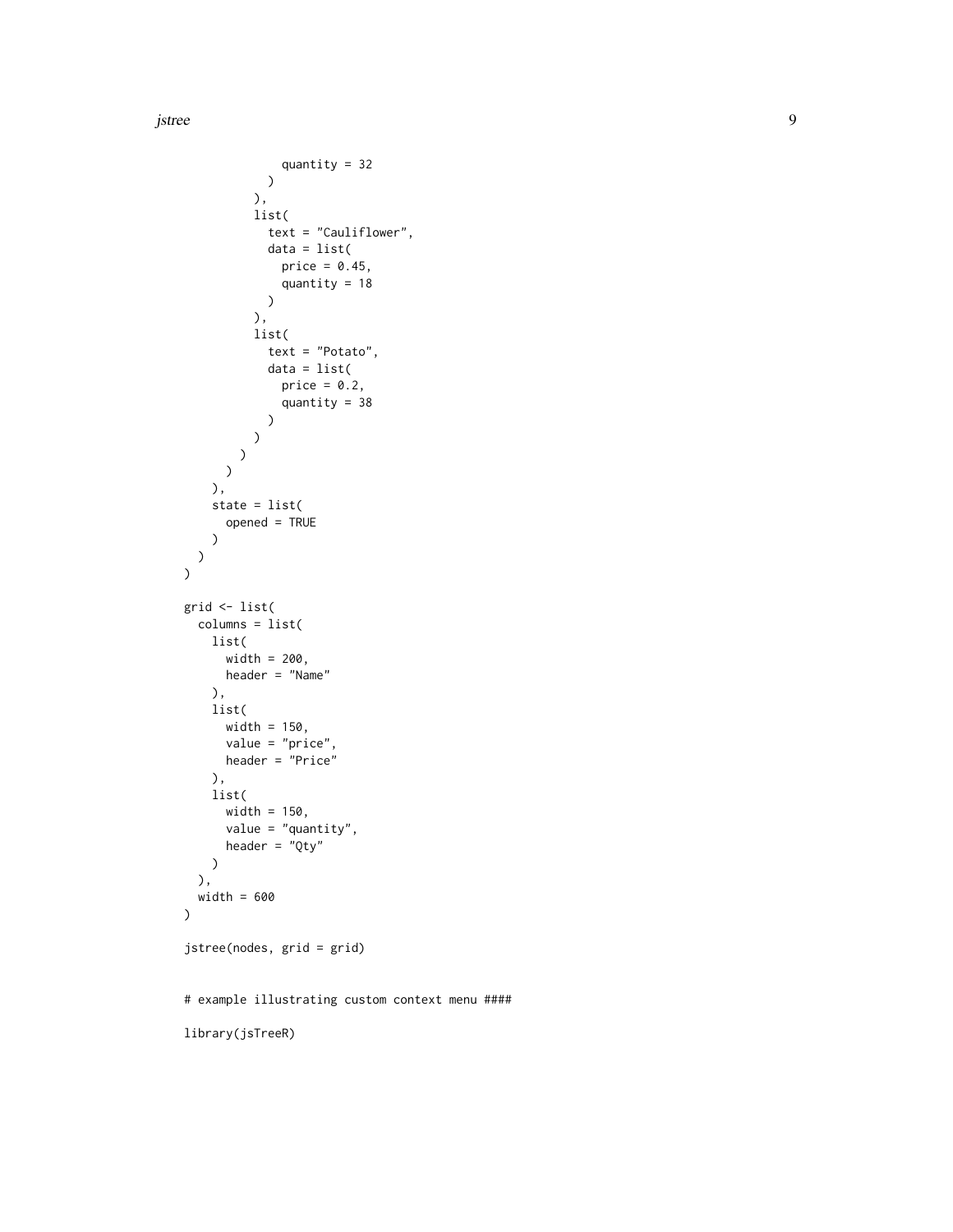```
            quantity = 32
          )
        ),
        list(
          text = "Cauliflower",
          data = list(
            price = 0.45,
            quantity = 18
          )
        ),
        list(
          text = "Potato",
          data = list(
            price = 0.2,
            quantity = 38
          )
        )
      )
    )
  ),
  state = list(
    opened = TRUE
  )
 )
)

grid <- list(
  columns = list(
    list(
      width = 200,
      header = "Name"
    ),
    list(
      width = 150,
      value = "price",
      header = "Price"
    ),
    list(
      width = 150,
      value = "quantity",
      header = "Qty"
    )
  ),
  width = 600
)

jstree(nodes, grid = grid)


# example illustrating custom context menu ####

library(jsTreeR)
```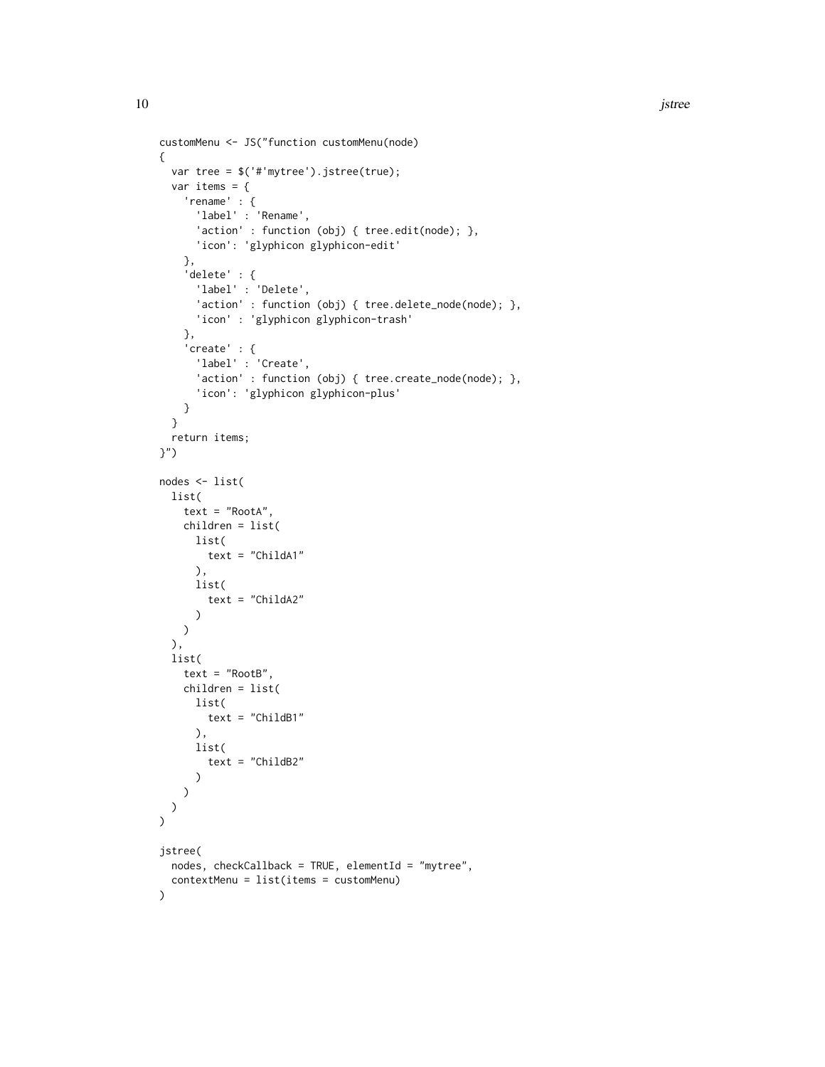```
customMenu <- JS("function customMenu(node)
{
  var tree = $('#'mytree').jstree(true);
  var items = {
    'rename' : {
      'label' : 'Rename',
      'action' : function (obj) { tree.edit(node); },
      'icon': 'glyphicon glyphicon-edit'
    },
    'delete' : {
      'label' : 'Delete',
      'action' : function (obj) { tree.delete_node(node); },
      'icon' : 'glyphicon glyphicon-trash'
    },
    'create' : {
      'label' : 'Create',
      'action' : function (obj) { tree.create_node(node); },
      'icon': 'glyphicon glyphicon-plus'
    }
  }
  return items;
}")

nodes <- list(
  list(
    text = "RootA",
    children = list(
      list(
        text = "ChildA1"
      ),
      list(
        text = "ChildA2"
      )
    )
  ),
  list(
    text = "RootB",
    children = list(
      list(
        text = "ChildB1"
      ),
      list(
        text = "ChildB2"
      )
    )
  )
)

jstree(
  nodes, checkCallback = TRUE, elementId = "mytree",
  contextMenu = list(items = customMenu)
)
```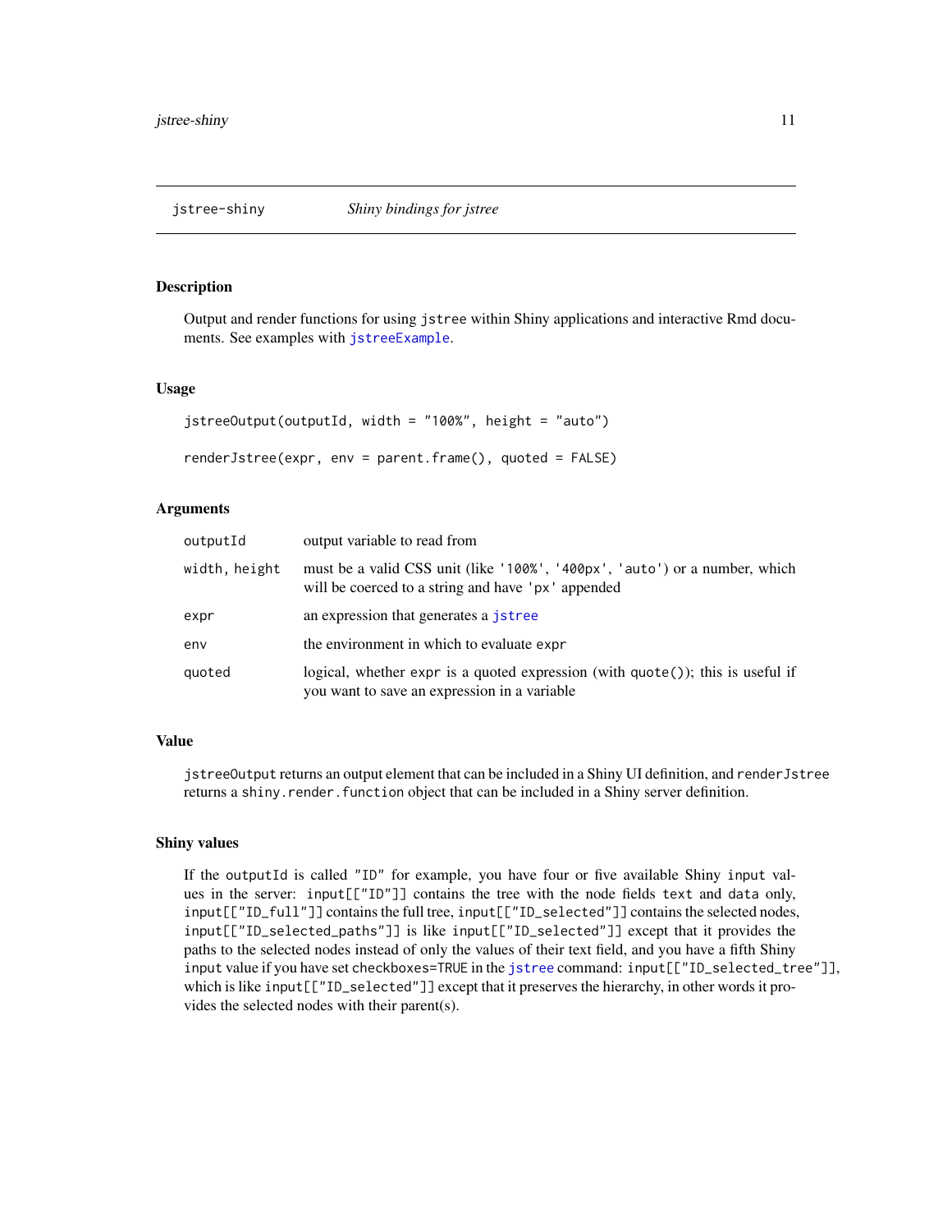## jstree-shiny — *Shiny bindings for jstree*

### Description

Output and render functions for using `jstree` within Shiny applications and interactive Rmd documents. See examples with `jstreeExample`.

### Usage

```
jstreeOutput(outputId, width = "100%", height = "auto")

renderJstree(expr, env = parent.frame(), quoted = FALSE)
```

### Arguments

| | |
|---|---|
| `outputId` | output variable to read from |
| `width, height` | must be a valid CSS unit (like `'100%'`, `'400px'`, `'auto'`) or a number, which will be coerced to a string and have `'px'` appended |
| `expr` | an expression that generates a `jstree` |
| `env` | the environment in which to evaluate `expr` |
| `quoted` | logical, whether `expr` is a quoted expression (with `quote()`); this is useful if you want to save an expression in a variable |

### Value

`jstreeOutput` returns an output element that can be included in a Shiny UI definition, and `renderJstree` returns a `shiny.render.function` object that can be included in a Shiny server definition.

### Shiny values

If the `outputId` is called `"ID"` for example, you have four or five available Shiny `input` values in the server: `input[["ID"]]` contains the tree with the node fields `text` and `data` only, `input[["ID_full"]]` contains the full tree, `input[["ID_selected"]]` contains the selected nodes, `input[["ID_selected_paths"]]` is like `input[["ID_selected"]]` except that it provides the paths to the selected nodes instead of only the values of their text field, and you have a fifth Shiny `input` value if you have set `checkboxes=TRUE` in the `jstree` command: `input[["ID_selected_tree"]]`, which is like `input[["ID_selected"]]` except that it preserves the hierarchy, in other words it provides the selected nodes with their parent(s).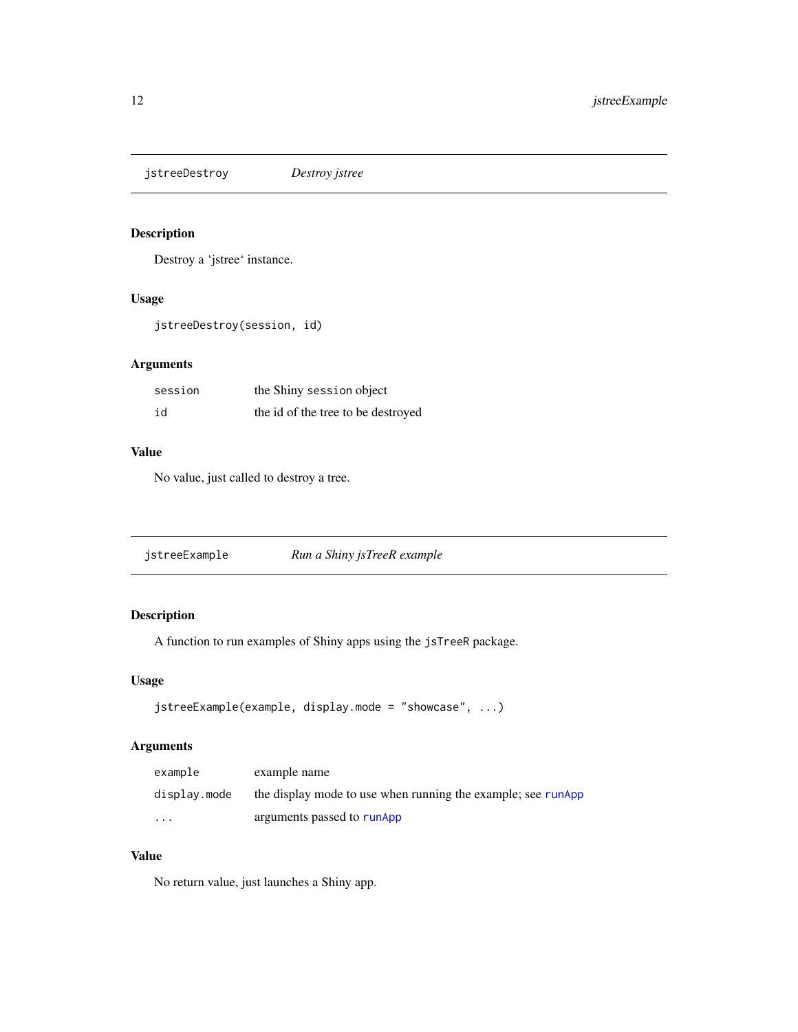## jstreeDestroy — *Destroy jstree*

### Description

Destroy a 'jstree' instance.

### Usage

```
jstreeDestroy(session, id)
```

### Arguments

| | |
|---|---|
| `session` | the Shiny `session` object |
| `id` | the id of the tree to be destroyed |

### Value

No value, just called to destroy a tree.

## jstreeExample — *Run a Shiny jsTreeR example*

### Description

A function to run examples of Shiny apps using the `jsTreeR` package.

### Usage

```
jstreeExample(example, display.mode = "showcase", ...)
```

### Arguments

| | |
|---|---|
| `example` | example name |
| `display.mode` | the display mode to use when running the example; see `runApp` |
| `...` | arguments passed to `runApp` |

### Value

No return value, just launches a Shiny app.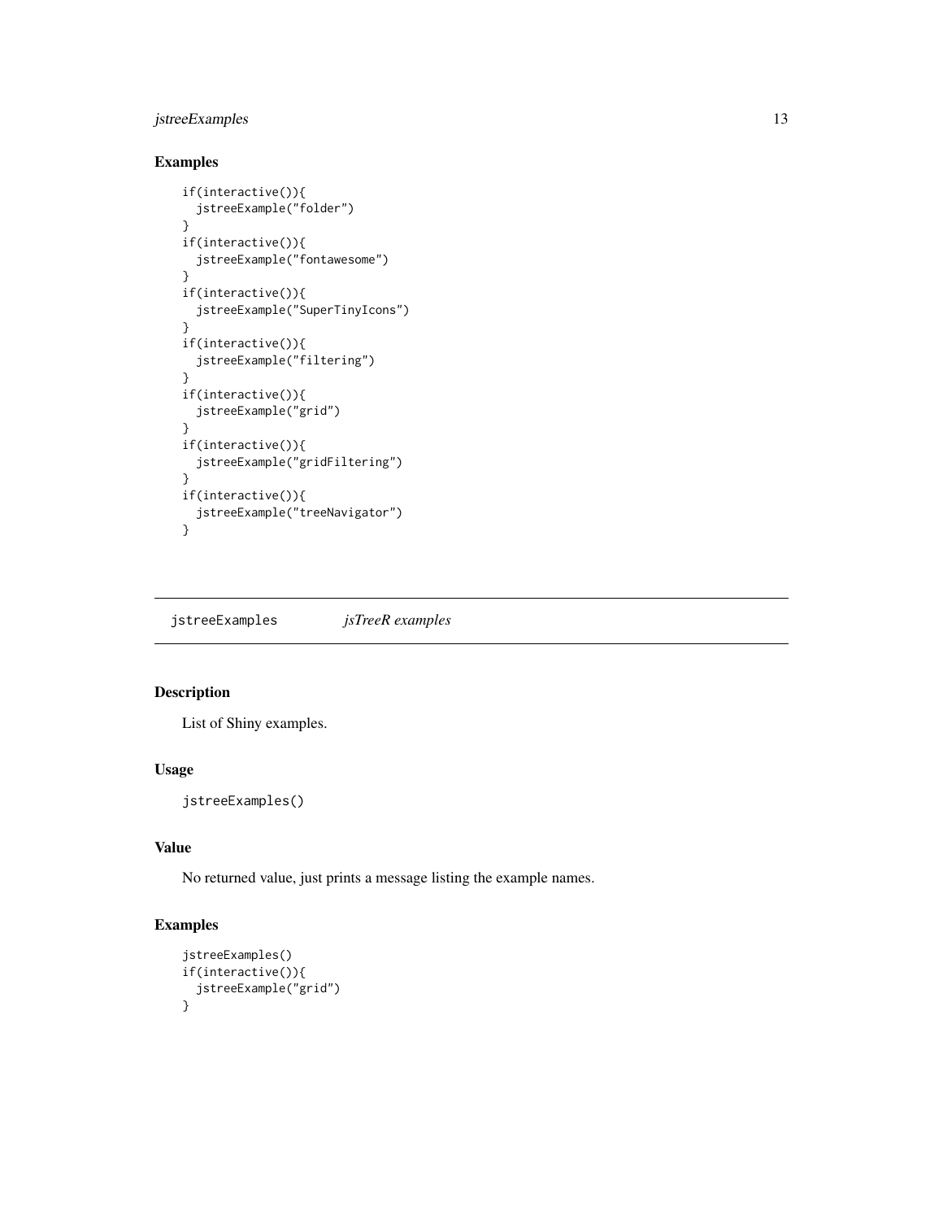## Examples

```
if(interactive()){
  jstreeExample("folder")
}
if(interactive()){
  jstreeExample("fontawesome")
}
if(interactive()){
  jstreeExample("SuperTinyIcons")
}
if(interactive()){
  jstreeExample("filtering")
}
if(interactive()){
  jstreeExample("grid")
}
if(interactive()){
  jstreeExample("gridFiltering")
}
if(interactive()){
  jstreeExample("treeNavigator")
}
```

---

# jstreeExamples *jsTreeR examples*

---

## Description

List of Shiny examples.

## Usage

```
jstreeExamples()
```

## Value

No returned value, just prints a message listing the example names.

## Examples

```
jstreeExamples()
if(interactive()){
  jstreeExample("grid")
}
```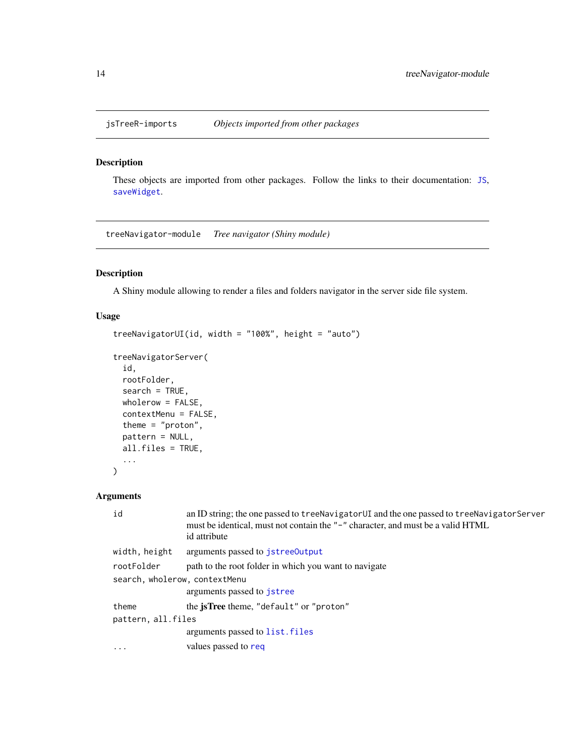## jsTreeR-imports — *Objects imported from other packages*

### Description

These objects are imported from other packages. Follow the links to their documentation: `JS`, `saveWidget`.

## treeNavigator-module — *Tree navigator (Shiny module)*

### Description

A Shiny module allowing to render a files and folders navigator in the server side file system.

### Usage

```
treeNavigatorUI(id, width = "100%", height = "auto")

treeNavigatorServer(
  id,
  rootFolder,
  search = TRUE,
  wholerow = FALSE,
  contextMenu = FALSE,
  theme = "proton",
  pattern = NULL,
  all.files = TRUE,
  ...
)
```

### Arguments

| | |
|---|---|
| `id` | an ID string; the one passed to `treeNavigatorUI` and the one passed to `treeNavigatorServer` must be identical, must not contain the `"-"` character, and must be a valid HTML id attribute |
| `width, height` | arguments passed to `jstreeOutput` |
| `rootFolder` | path to the root folder in which you want to navigate |
| `search, wholerow, contextMenu` | arguments passed to `jstree` |
| `theme` | the **jsTree** theme, `"default"` or `"proton"` |
| `pattern, all.files` | arguments passed to `list.files` |
| `...` | values passed to `req` |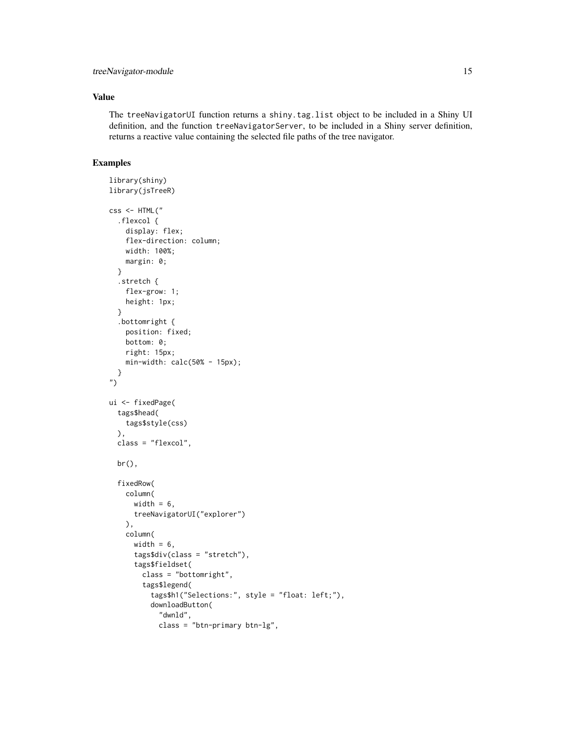## Value

The treeNavigatorUI function returns a shiny.tag.list object to be included in a Shiny UI definition, and the function treeNavigatorServer, to be included in a Shiny server definition, returns a reactive value containing the selected file paths of the tree navigator.

## Examples

```
library(shiny)
library(jsTreeR)

css <- HTML("
  .flexcol {
    display: flex;
    flex-direction: column;
    width: 100%;
    margin: 0;
  }
  .stretch {
    flex-grow: 1;
    height: 1px;
  }
  .bottomright {
    position: fixed;
    bottom: 0;
    right: 15px;
    min-width: calc(50% - 15px);
  }
")

ui <- fixedPage(
  tags$head(
    tags$style(css)
  ),
  class = "flexcol",

  br(),

  fixedRow(
    column(
      width = 6,
      treeNavigatorUI("explorer")
    ),
    column(
      width = 6,
      tags$div(class = "stretch"),
      tags$fieldset(
        class = "bottomright",
        tags$legend(
          tags$h1("Selections:", style = "float: left;"),
          downloadButton(
            "dwnld",
            class = "btn-primary btn-lg",
```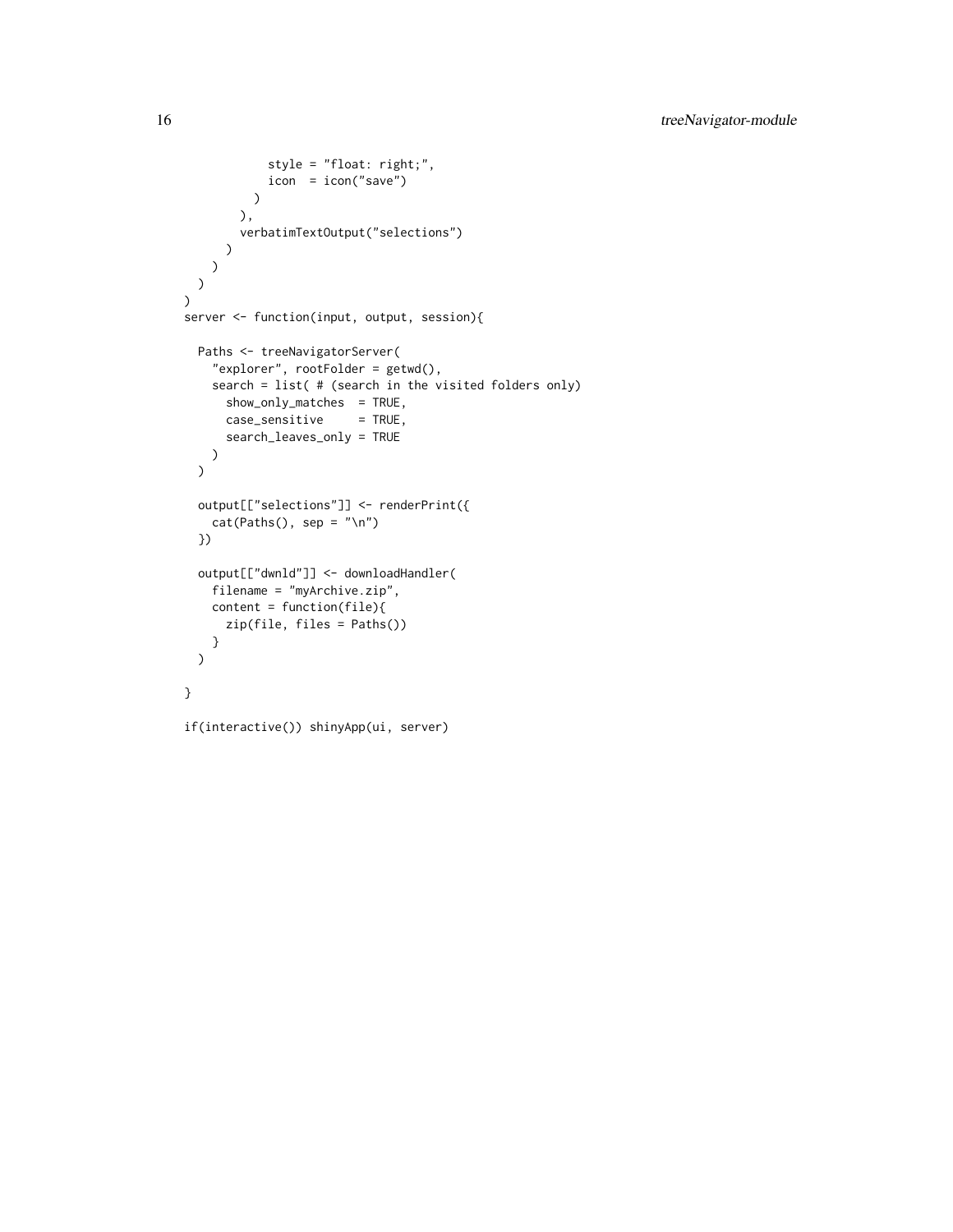```
            style = "float: right;",
            icon  = icon("save")
          )
        ),
        verbatimTextOutput("selections")
      )
    )
  )
)
server <- function(input, output, session){

  Paths <- treeNavigatorServer(
    "explorer", rootFolder = getwd(),
    search = list( # (search in the visited folders only)
      show_only_matches  = TRUE,
      case_sensitive     = TRUE,
      search_leaves_only = TRUE
    )
  )

  output[["selections"]] <- renderPrint({
    cat(Paths(), sep = "\n")
  })

  output[["dwnld"]] <- downloadHandler(
    filename = "myArchive.zip",
    content = function(file){
      zip(file, files = Paths())
    }
  )

}

if(interactive()) shinyApp(ui, server)
```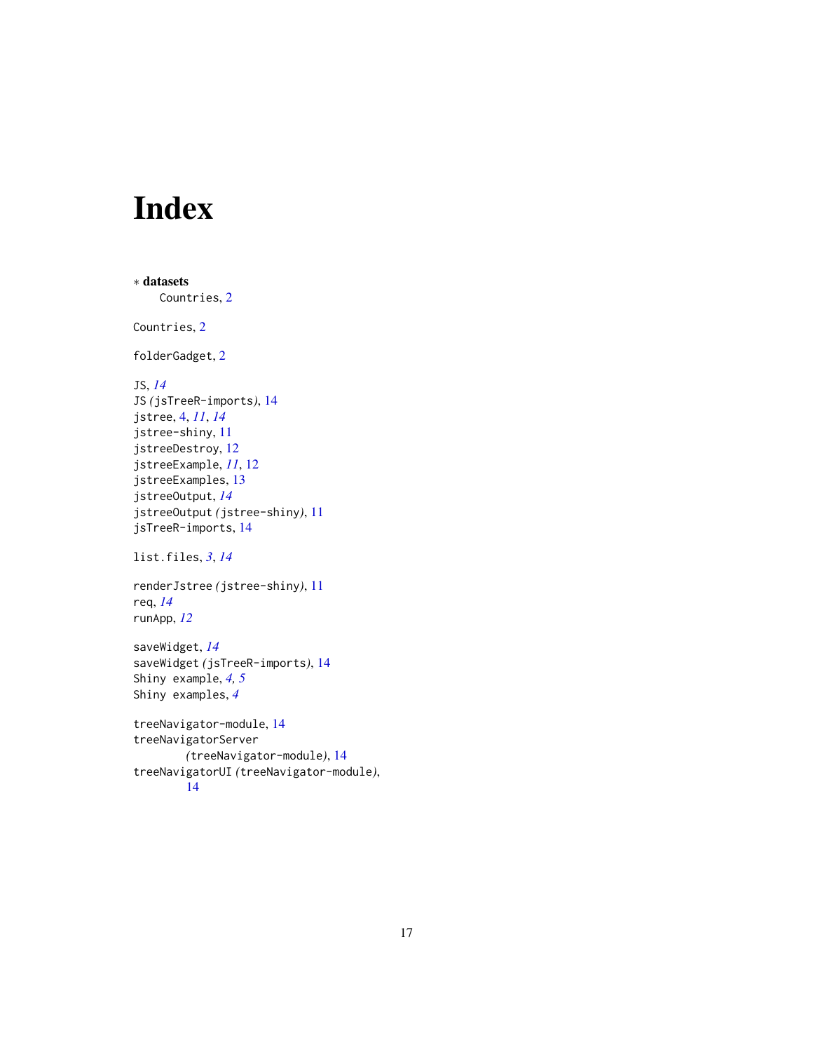# Index

∗ **datasets**

Countries, 2

Countries, 2

folderGadget, 2

JS, *14*
JS *(*jsTreeR-imports*)*, 14
jstree, 4, *11*, *14*
jstree-shiny, 11
jstreeDestroy, 12
jstreeExample, *11*, 12
jstreeExamples, 13
jstreeOutput, *14*
jstreeOutput *(*jstree-shiny*)*, 11
jsTreeR-imports, 14

list.files, *3*, *14*

renderJstree *(*jstree-shiny*)*, 11
req, *14*
runApp, *12*

saveWidget, *14*
saveWidget *(*jsTreeR-imports*)*, 14
Shiny example, *4, 5*
Shiny examples, *4*

treeNavigator-module, 14
treeNavigatorServer *(*treeNavigator-module*)*, 14
treeNavigatorUI *(*treeNavigator-module*)*, 14